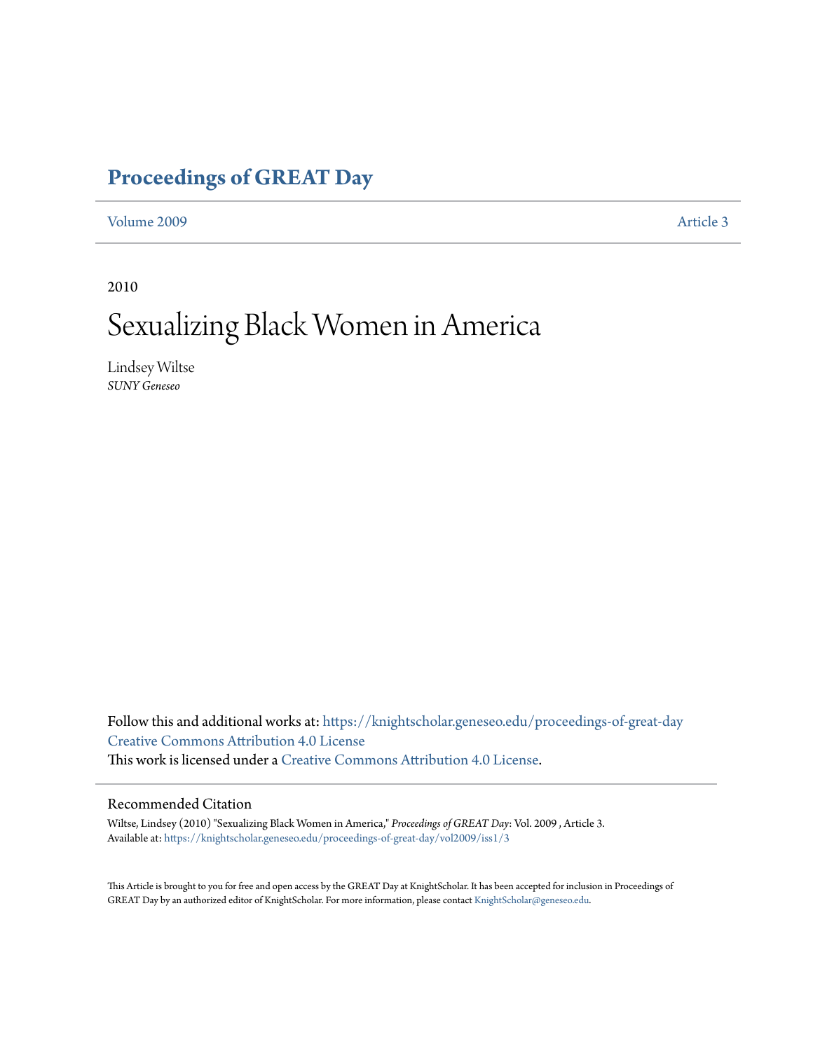# Proceedings of GREAT Day

Volume 2009 Article 3

2010

# Sexualizing Black Women in America

Lindsey Wiltse
*SUNY Geneseo*

Follow this and additional works at: https://knightscholar.geneseo.edu/proceedings-of-great-day
Creative Commons Attribution 4.0 License
This work is licensed under a Creative Commons Attribution 4.0 License.

## Recommended Citation

Wiltse, Lindsey (2010) "Sexualizing Black Women in America," *Proceedings of GREAT Day*: Vol. 2009 , Article 3.
Available at: https://knightscholar.geneseo.edu/proceedings-of-great-day/vol2009/iss1/3

This Article is brought to you for free and open access by the GREAT Day at KnightScholar. It has been accepted for inclusion in Proceedings of GREAT Day by an authorized editor of KnightScholar. For more information, please contact KnightScholar@geneseo.edu.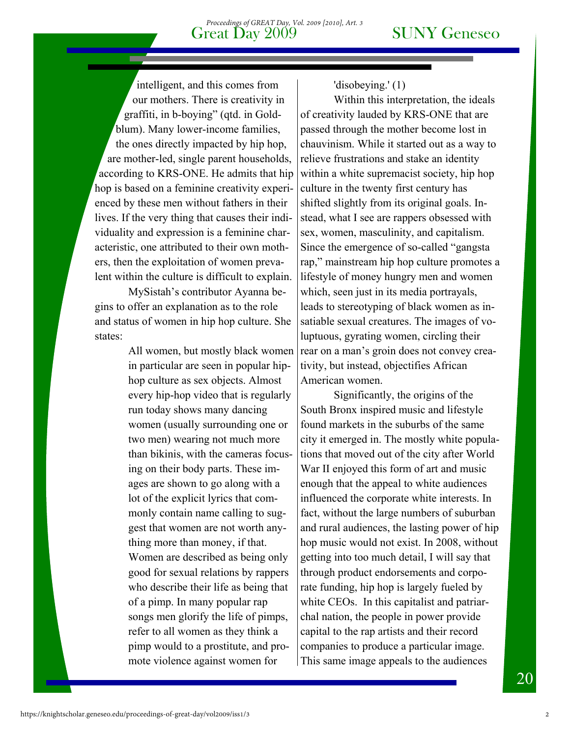intelligent, and this comes from our mothers. There is creativity in graffiti, in b-boying" (qtd. in Goldblum). Many lower-income families, the ones directly impacted by hip hop, are mother-led, single parent households, according to KRS-ONE. He admits that hip hop is based on a feminine creativity experienced by these men without fathers in their lives. If the very thing that causes their individuality and expression is a feminine characteristic, one attributed to their own mothers, then the exploitation of women prevalent within the culture is difficult to explain.

MySistah's contributor Ayanna begins to offer an explanation as to the role and status of women in hip hop culture. She states:

> All women, but mostly black women in particular are seen in popular hip-hop culture as sex objects. Almost every hip-hop video that is regularly run today shows many dancing women (usually surrounding one or two men) wearing not much more than bikinis, with the cameras focusing on their body parts. These images are shown to go along with a lot of the explicit lyrics that commonly contain name calling to suggest that women are not worth anything more than money, if that. Women are described as being only good for sexual relations by rappers who describe their life as being that of a pimp. In many popular rap songs men glorify the life of pimps, refer to all women as they think a pimp would to a prostitute, and promote violence against women for 'disobeying.' (1)

Within this interpretation, the ideals of creativity lauded by KRS-ONE that are passed through the mother become lost in chauvinism. While it started out as a way to relieve frustrations and stake an identity within a white supremacist society, hip hop culture in the twenty first century has shifted slightly from its original goals. Instead, what I see are rappers obsessed with sex, women, masculinity, and capitalism. Since the emergence of so-called "gangsta rap," mainstream hip hop culture promotes a lifestyle of money hungry men and women which, seen just in its media portrayals, leads to stereotyping of black women as insatiable sexual creatures. The images of voluptuous, gyrating women, circling their rear on a man's groin does not convey creativity, but instead, objectifies African American women.

Significantly, the origins of the South Bronx inspired music and lifestyle found markets in the suburbs of the same city it emerged in. The mostly white populations that moved out of the city after World War II enjoyed this form of art and music enough that the appeal to white audiences influenced the corporate white interests. In fact, without the large numbers of suburban and rural audiences, the lasting power of hip hop music would not exist. In 2008, without getting into too much detail, I will say that through product endorsements and corporate funding, hip hop is largely fueled by white CEOs. In this capitalist and patriarchal nation, the people in power provide capital to the rap artists and their record companies to produce a particular image. This same image appeals to the audiences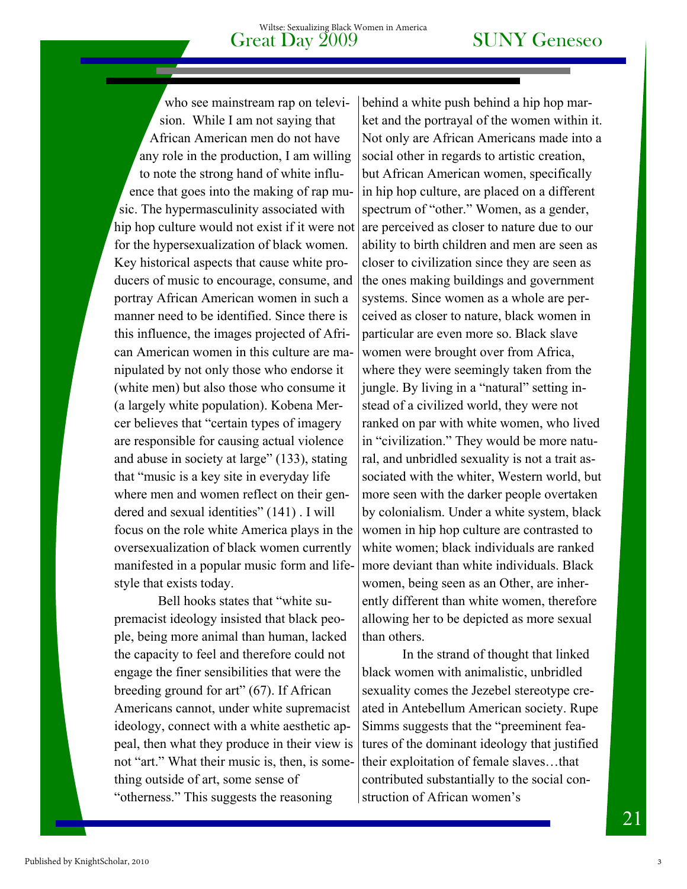who see mainstream rap on television. While I am not saying that African American men do not have any role in the production, I am willing to note the strong hand of white influence that goes into the making of rap music. The hypermasculinity associated with hip hop culture would not exist if it were not for the hypersexualization of black women. Key historical aspects that cause white producers of music to encourage, consume, and portray African American women in such a manner need to be identified. Since there is this influence, the images projected of African American women in this culture are manipulated by not only those who endorse it (white men) but also those who consume it (a largely white population). Kobena Mercer believes that "certain types of imagery are responsible for causing actual violence and abuse in society at large" (133), stating that "music is a key site in everyday life where men and women reflect on their gendered and sexual identities" (141) . I will focus on the role white America plays in the oversexualization of black women currently manifested in a popular music form and lifestyle that exists today.

Bell hooks states that "white supremacist ideology insisted that black people, being more animal than human, lacked the capacity to feel and therefore could not engage the finer sensibilities that were the breeding ground for art" (67). If African Americans cannot, under white supremacist ideology, connect with a white aesthetic appeal, then what they produce in their view is not "art." What their music is, then, is something outside of art, some sense of "otherness." This suggests the reasoning behind a white push behind a hip hop market and the portrayal of the women within it. Not only are African Americans made into a social other in regards to artistic creation, but African American women, specifically in hip hop culture, are placed on a different spectrum of "other." Women, as a gender, are perceived as closer to nature due to our ability to birth children and men are seen as closer to civilization since they are seen as the ones making buildings and government systems. Since women as a whole are perceived as closer to nature, black women in particular are even more so. Black slave women were brought over from Africa, where they were seemingly taken from the jungle. By living in a "natural" setting instead of a civilized world, they were not ranked on par with white women, who lived in "civilization." They would be more natural, and unbridled sexuality is not a trait associated with the whiter, Western world, but more seen with the darker people overtaken by colonialism. Under a white system, black women in hip hop culture are contrasted to white women; black individuals are ranked more deviant than white individuals. Black women, being seen as an Other, are inherently different than white women, therefore allowing her to be depicted as more sexual than others.

In the strand of thought that linked black women with animalistic, unbridled sexuality comes the Jezebel stereotype created in Antebellum American society. Rupe Simms suggests that the "preeminent features of the dominant ideology that justified their exploitation of female slaves…that contributed substantially to the social construction of African women's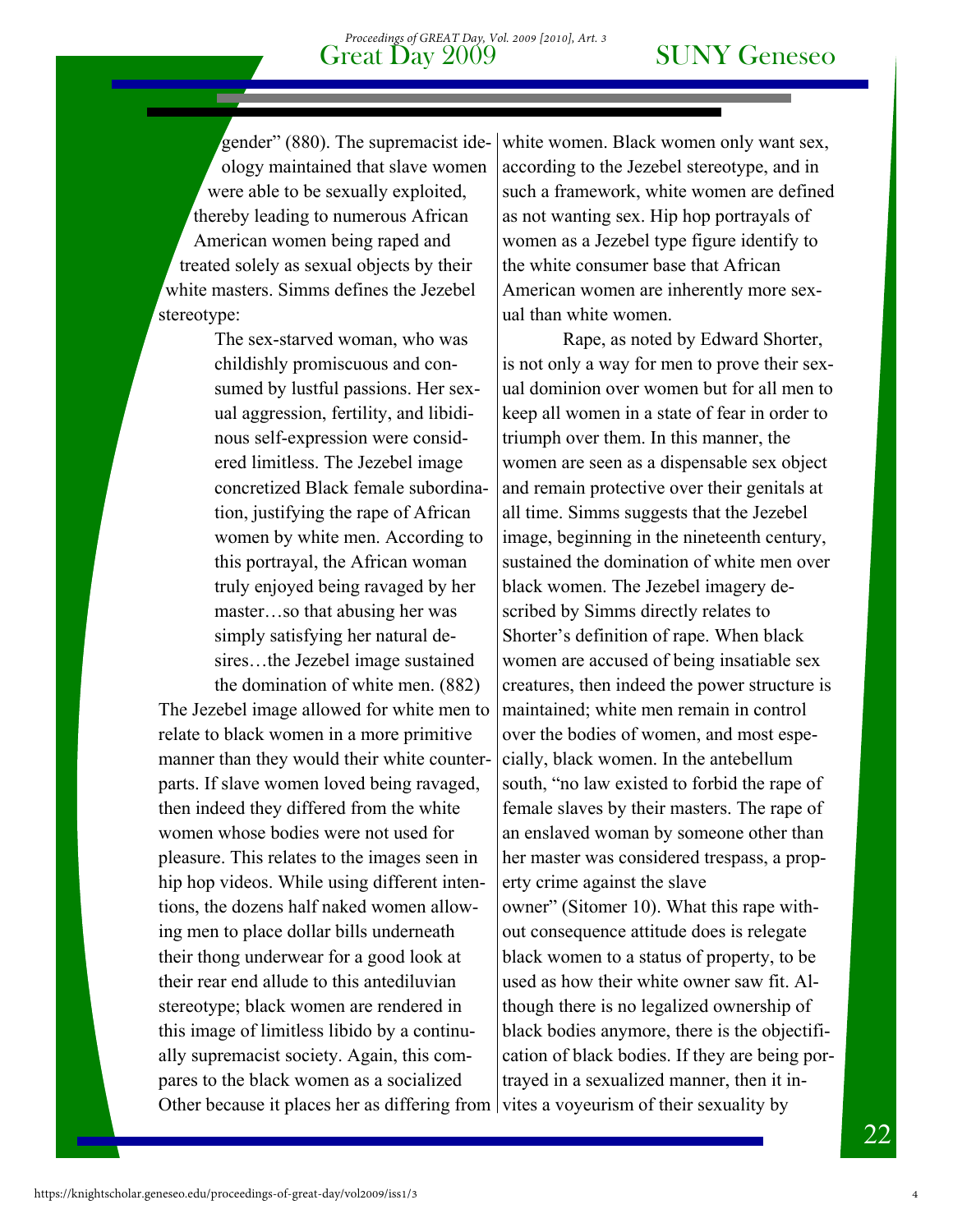gender" (880). The supremacist ideology maintained that slave women were able to be sexually exploited, thereby leading to numerous African American women being raped and treated solely as sexual objects by their white masters. Simms defines the Jezebel stereotype:

> The sex-starved woman, who was childishly promiscuous and consumed by lustful passions. Her sexual aggression, fertility, and libidinous self-expression were considered limitless. The Jezebel image concretized Black female subordination, justifying the rape of African women by white men. According to this portrayal, the African woman truly enjoyed being ravaged by her master…so that abusing her was simply satisfying her natural desires…the Jezebel image sustained the domination of white men. (882)

The Jezebel image allowed for white men to relate to black women in a more primitive manner than they would their white counterparts. If slave women loved being ravaged, then indeed they differed from the white women whose bodies were not used for pleasure. This relates to the images seen in hip hop videos. While using different intentions, the dozens half naked women allowing men to place dollar bills underneath their thong underwear for a good look at their rear end allude to this antediluvian stereotype; black women are rendered in this image of limitless libido by a continually supremacist society. Again, this compares to the black women as a socialized Other because it places her as differing from white women. Black women only want sex, according to the Jezebel stereotype, and in such a framework, white women are defined as not wanting sex. Hip hop portrayals of women as a Jezebel type figure identify to the white consumer base that African American women are inherently more sexual than white women.

Rape, as noted by Edward Shorter, is not only a way for men to prove their sexual dominion over women but for all men to keep all women in a state of fear in order to triumph over them. In this manner, the women are seen as a dispensable sex object and remain protective over their genitals at all time. Simms suggests that the Jezebel image, beginning in the nineteenth century, sustained the domination of white men over black women. The Jezebel imagery described by Simms directly relates to Shorter's definition of rape. When black women are accused of being insatiable sex creatures, then indeed the power structure is maintained; white men remain in control over the bodies of women, and most especially, black women. In the antebellum south, "no law existed to forbid the rape of female slaves by their masters. The rape of an enslaved woman by someone other than her master was considered trespass, a property crime against the slave owner" (Sitomer 10). What this rape without consequence attitude does is relegate black women to a status of property, to be used as how their white owner saw fit. Although there is no legalized ownership of black bodies anymore, there is the objectification of black bodies. If they are being portrayed in a sexualized manner, then it invites a voyeurism of their sexuality by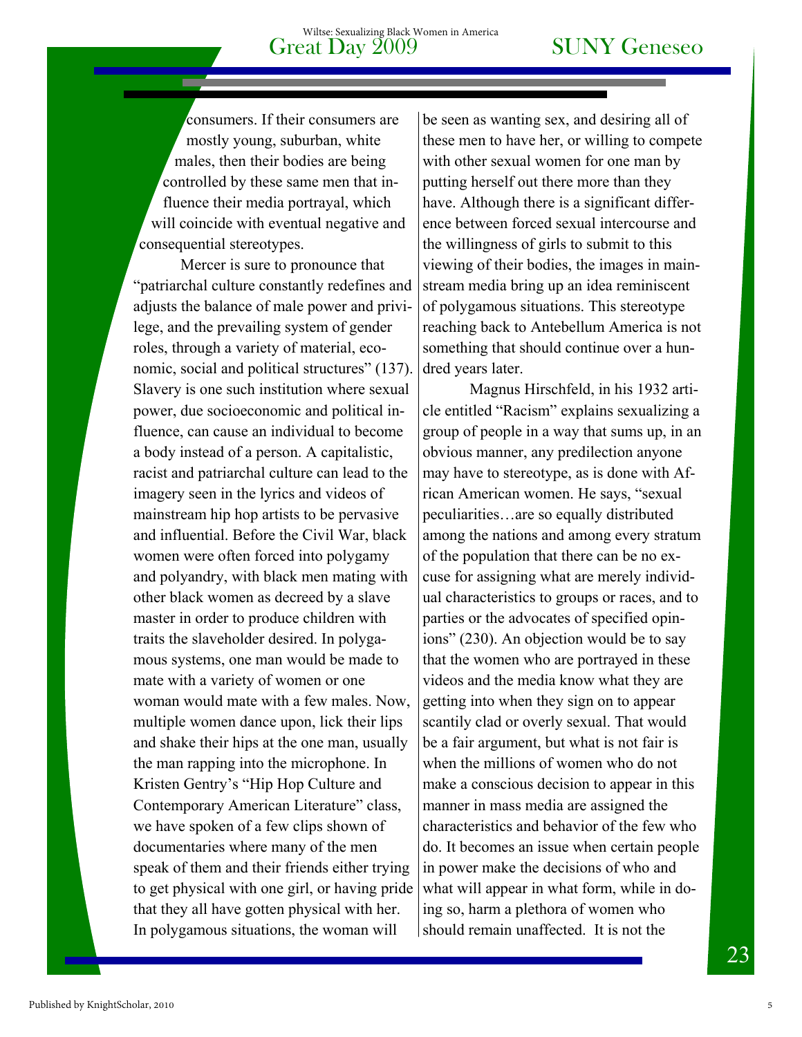consumers. If their consumers are mostly young, suburban, white males, then their bodies are being controlled by these same men that influence their media portrayal, which will coincide with eventual negative and consequential stereotypes.

Mercer is sure to pronounce that "patriarchal culture constantly redefines and adjusts the balance of male power and privilege, and the prevailing system of gender roles, through a variety of material, economic, social and political structures" (137). Slavery is one such institution where sexual power, due socioeconomic and political influence, can cause an individual to become a body instead of a person. A capitalistic, racist and patriarchal culture can lead to the imagery seen in the lyrics and videos of mainstream hip hop artists to be pervasive and influential. Before the Civil War, black women were often forced into polygamy and polyandry, with black men mating with other black women as decreed by a slave master in order to produce children with traits the slaveholder desired. In polygamous systems, one man would be made to mate with a variety of women or one woman would mate with a few males. Now, multiple women dance upon, lick their lips and shake their hips at the one man, usually the man rapping into the microphone. In Kristen Gentry's "Hip Hop Culture and Contemporary American Literature" class, we have spoken of a few clips shown of documentaries where many of the men speak of them and their friends either trying to get physical with one girl, or having pride that they all have gotten physical with her. In polygamous situations, the woman will be seen as wanting sex, and desiring all of these men to have her, or willing to compete with other sexual women for one man by putting herself out there more than they have. Although there is a significant difference between forced sexual intercourse and the willingness of girls to submit to this viewing of their bodies, the images in mainstream media bring up an idea reminiscent of polygamous situations. This stereotype reaching back to Antebellum America is not something that should continue over a hundred years later.

Magnus Hirschfeld, in his 1932 article entitled "Racism" explains sexualizing a group of people in a way that sums up, in an obvious manner, any predilection anyone may have to stereotype, as is done with African American women. He says, "sexual peculiarities…are so equally distributed among the nations and among every stratum of the population that there can be no excuse for assigning what are merely individual characteristics to groups or races, and to parties or the advocates of specified opinions" (230). An objection would be to say that the women who are portrayed in these videos and the media know what they are getting into when they sign on to appear scantily clad or overly sexual. That would be a fair argument, but what is not fair is when the millions of women who do not make a conscious decision to appear in this manner in mass media are assigned the characteristics and behavior of the few who do. It becomes an issue when certain people in power make the decisions of who and what will appear in what form, while in doing so, harm a plethora of women who should remain unaffected. It is not the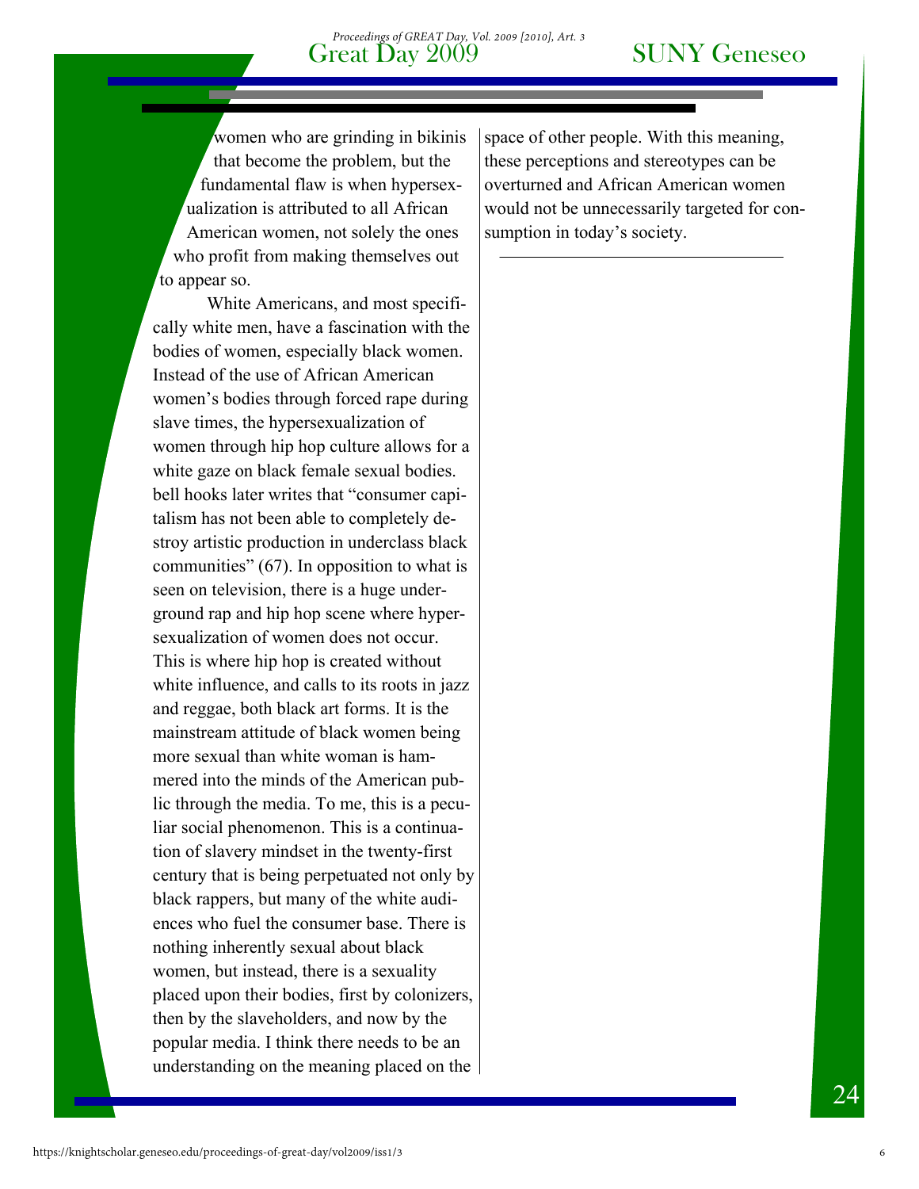women who are grinding in bikinis that become the problem, but the fundamental flaw is when hypersexualization is attributed to all African American women, not solely the ones who profit from making themselves out to appear so.

White Americans, and most specifically white men, have a fascination with the bodies of women, especially black women. Instead of the use of African American women's bodies through forced rape during slave times, the hypersexualization of women through hip hop culture allows for a white gaze on black female sexual bodies. bell hooks later writes that "consumer capitalism has not been able to completely destroy artistic production in underclass black communities" (67). In opposition to what is seen on television, there is a huge underground rap and hip hop scene where hypersexualization of women does not occur. This is where hip hop is created without white influence, and calls to its roots in jazz and reggae, both black art forms. It is the mainstream attitude of black women being more sexual than white woman is hammered into the minds of the American public through the media. To me, this is a peculiar social phenomenon. This is a continuation of slavery mindset in the twenty-first century that is being perpetuated not only by black rappers, but many of the white audiences who fuel the consumer base. There is nothing inherently sexual about black women, but instead, there is a sexuality placed upon their bodies, first by colonizers, then by the slaveholders, and now by the popular media. I think there needs to be an understanding on the meaning placed on the space of other people. With this meaning, these perceptions and stereotypes can be overturned and African American women would not be unnecessarily targeted for consumption in today's society.